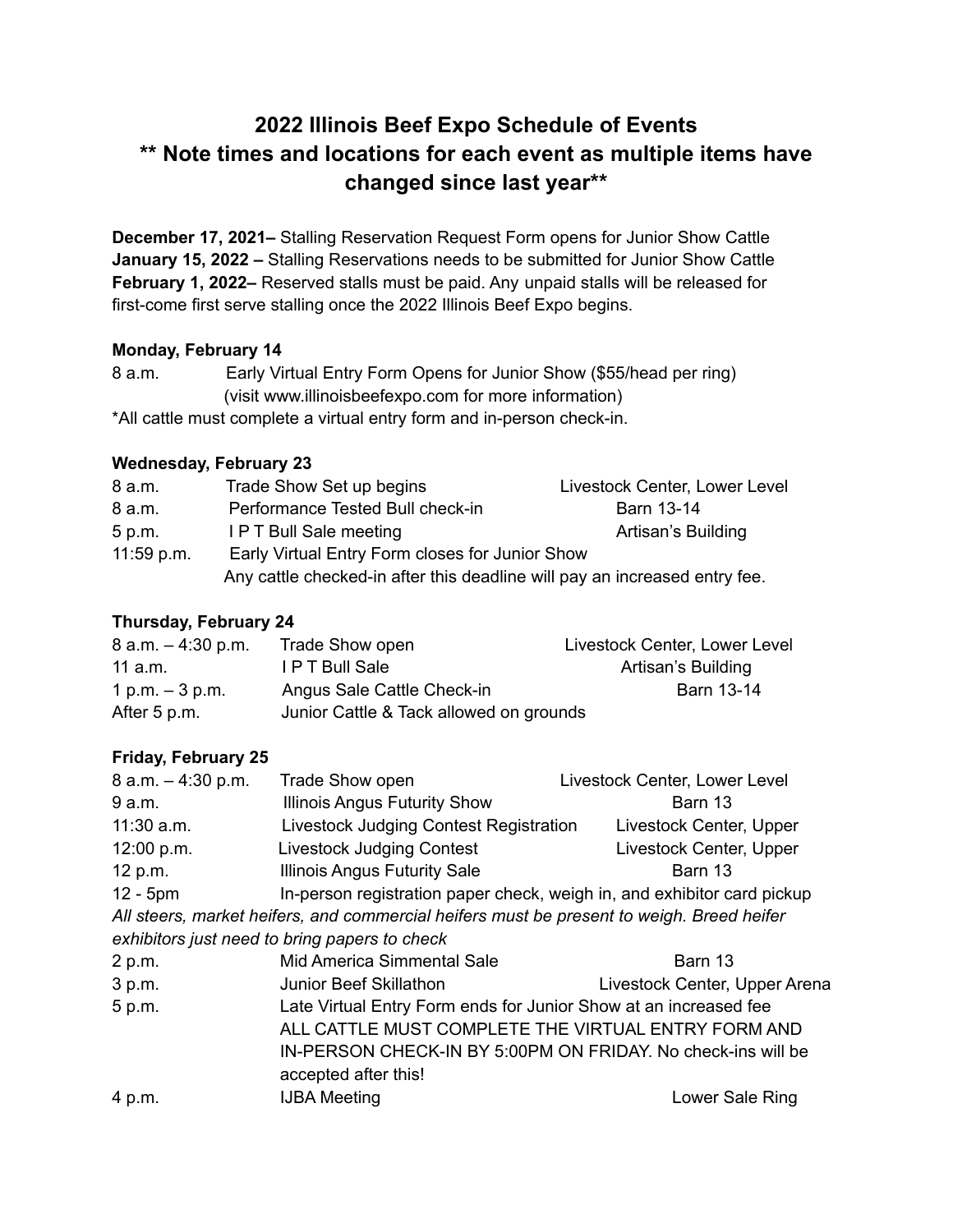# 2022 Illinois Beef Expo Schedule of Events
## ** Note times and locations for each event as multiple items have changed since last year**

**December 17, 2021–** Stalling Reservation Request Form opens for Junior Show Cattle
**January 15, 2022 –** Stalling Reservations needs to be submitted for Junior Show Cattle
**February 1, 2022–** Reserved stalls must be paid. Any unpaid stalls will be released for first-come first serve stalling once the 2022 Illinois Beef Expo begins.

**Monday, February 14**

| | | |
|---|---|---|
| 8 a.m. | Early Virtual Entry Form Opens for Junior Show ($55/head per ring) (visit www.illinoisbeefexpo.com for more information) | |

*All cattle must complete a virtual entry form and in-person check-in.

**Wednesday, February 23**

| | | |
|---|---|---|
| 8 a.m. | Trade Show Set up begins | Livestock Center, Lower Level |
| 8 a.m. | Performance Tested Bull check-in | Barn 13-14 |
| 5 p.m. | I P T Bull Sale meeting | Artisan's Building |
| 11:59 p.m. | Early Virtual Entry Form closes for Junior Show<br>Any cattle checked-in after this deadline will pay an increased entry fee. | |

**Thursday, February 24**

| | | |
|---|---|---|
| 8 a.m. – 4:30 p.m. | Trade Show open | Livestock Center, Lower Level |
| 11 a.m. | I P T Bull Sale | Artisan's Building |
| 1 p.m. – 3 p.m. | Angus Sale Cattle Check-in | Barn 13-14 |
| After 5 p.m. | Junior Cattle & Tack allowed on grounds | |

**Friday, February 25**

| | | |
|---|---|---|
| 8 a.m. – 4:30 p.m. | Trade Show open | Livestock Center, Lower Level |
| 9 a.m. | Illinois Angus Futurity Show | Barn 13 |
| 11:30 a.m. | Livestock Judging Contest Registration | Livestock Center, Upper |
| 12:00 p.m. | Livestock Judging Contest | Livestock Center, Upper |
| 12 p.m. | Illinois Angus Futurity Sale | Barn 13 |
| 12 - 5pm | In-person registration paper check, weigh in, and exhibitor card pickup | |

*All steers, market heifers, and commercial heifers must be present to weigh. Breed heifer exhibitors just need to bring papers to check*

| | | |
|---|---|---|
| 2 p.m. | Mid America Simmental Sale | Barn 13 |
| 3 p.m. | Junior Beef Skillathon | Livestock Center, Upper Arena |
| 5 p.m. | Late Virtual Entry Form ends for Junior Show at an increased fee<br>ALL CATTLE MUST COMPLETE THE VIRTUAL ENTRY FORM AND IN-PERSON CHECK-IN BY 5:00PM ON FRIDAY. No check-ins will be accepted after this! | |
| 4 p.m. | IJBA Meeting | Lower Sale Ring |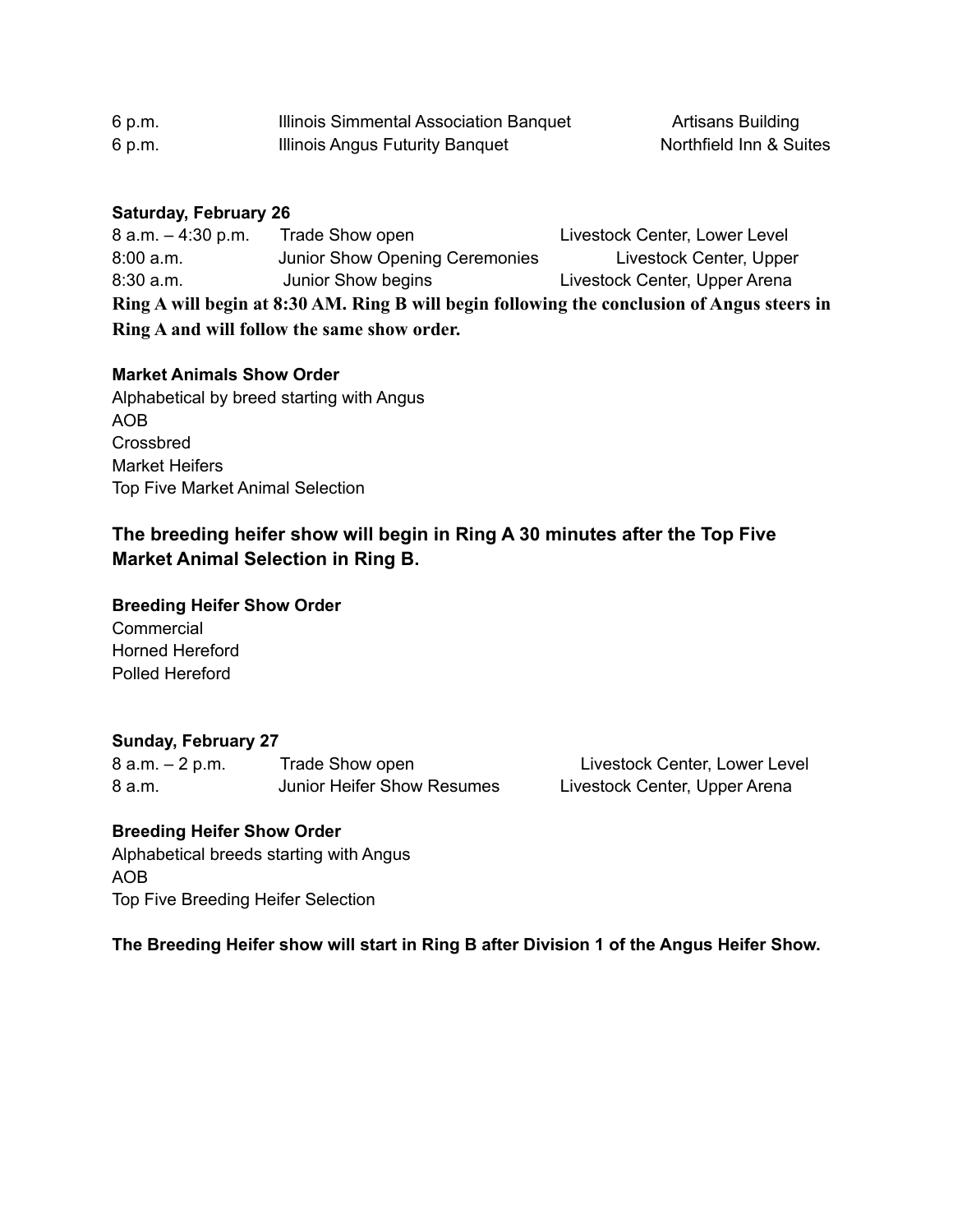| | | |
|---|---|---|
| 6 p.m. | Illinois Simmental Association Banquet | Artisans Building |
| 6 p.m. | Illinois Angus Futurity Banquet | Northfield Inn & Suites |

**Saturday, February 26**

| | | |
|---|---|---|
| 8 a.m. – 4:30 p.m. | Trade Show open | Livestock Center, Lower Level |
| 8:00 a.m. | Junior Show Opening Ceremonies | Livestock Center, Upper |
| 8:30 a.m. | Junior Show begins | Livestock Center, Upper Arena |

**Ring A will begin at 8:30 AM. Ring B will begin following the conclusion of Angus steers in Ring A and will follow the same show order.**

**Market Animals Show Order**

Alphabetical by breed starting with Angus
AOB
Crossbred
Market Heifers
Top Five Market Animal Selection

### The breeding heifer show will begin in Ring A 30 minutes after the Top Five Market Animal Selection in Ring B.

**Breeding Heifer Show Order**

Commercial
Horned Hereford
Polled Hereford

**Sunday, February 27**

| | | |
|---|---|---|
| 8 a.m. – 2 p.m. | Trade Show open | Livestock Center, Lower Level |
| 8 a.m. | Junior Heifer Show Resumes | Livestock Center, Upper Arena |

**Breeding Heifer Show Order**

Alphabetical breeds starting with Angus
AOB
Top Five Breeding Heifer Selection

**The Breeding Heifer show will start in Ring B after Division 1 of the Angus Heifer Show.**